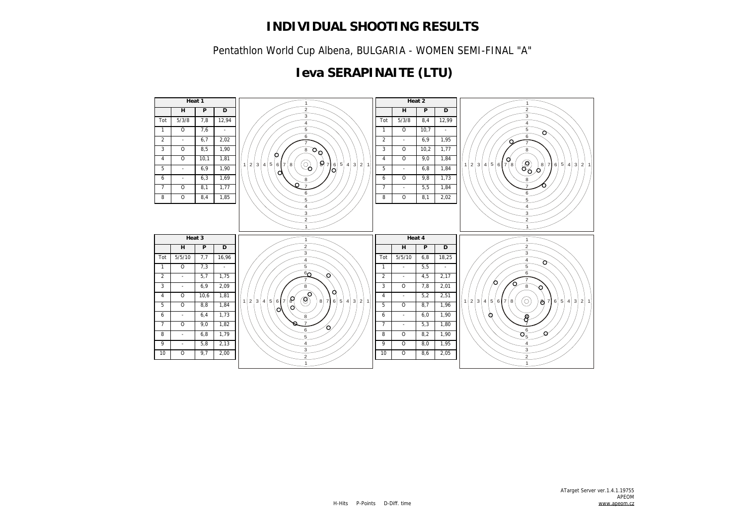# INDIVIDUAL SHOOTING RESULTS

Pentathlon World Cup Albena, BULGARIA - WOMEN SEMI-FINAL "A"

## Ieva SERAPINAITE (LTU)

| Heat 1 | | | |
|---|---|---|---|
| | H | P | D |
| Tot | 5/3/8 | 7,8 | 12,94 |
| 1 | O | 7,6 | - |
| 2 | - | 6,7 | 2,02 |
| 3 | O | 8,5 | 1,90 |
| 4 | O | 10,1 | 1,81 |
| 5 | - | 6,9 | 1,90 |
| 6 | - | 6,3 | 1,69 |
| 7 | O | 8,1 | 1,77 |
| 8 | O | 8,4 | 1,85 |

| Heat 2 | | | |
|---|---|---|---|
| | H | P | D |
| Tot | 5/3/8 | 8,4 | 12,99 |
| 1 | O | 10,7 | - |
| 2 | - | 6,9 | 1,95 |
| 3 | O | 10,2 | 1,77 |
| 4 | O | 9,0 | 1,84 |
| 5 | - | 6,8 | 1,84 |
| 6 | O | 9,8 | 1,73 |
| 7 | - | 5,5 | 1,84 |
| 8 | O | 8,1 | 2,02 |

| Heat 3 | | | |
|---|---|---|---|
| | H | P | D |
| Tot | 5/5/10 | 7,7 | 16,96 |
| 1 | O | 7,3 | - |
| 2 | - | 5,7 | 1,75 |
| 3 | - | 6,9 | 2,09 |
| 4 | O | 10,6 | 1,81 |
| 5 | O | 8,8 | 1,84 |
| 6 | - | 6,4 | 1,73 |
| 7 | O | 9,0 | 1,82 |
| 8 | - | 6,8 | 1,79 |
| 9 | - | 5,8 | 2,13 |
| 10 | O | 9,7 | 2,00 |

| Heat 4 | | | |
|---|---|---|---|
| | H | P | D |
| Tot | 5/5/10 | 6,8 | 18,25 |
| 1 | - | 5,5 | - |
| 2 | - | 4,5 | 2,17 |
| 3 | O | 7,8 | 2,01 |
| 4 | - | 5,2 | 2,51 |
| 5 | O | 8,7 | 1,96 |
| 6 | - | 6,0 | 1,90 |
| 7 | - | 5,3 | 1,80 |
| 8 | O | 8,2 | 1,90 |
| 9 | O | 8,0 | 1,95 |
| 10 | O | 8,6 | 2,05 |

H-Hits P-Points D-Diff. time

ATarget Server ver.1.4.1.19755
APEOM
www.apeom.cz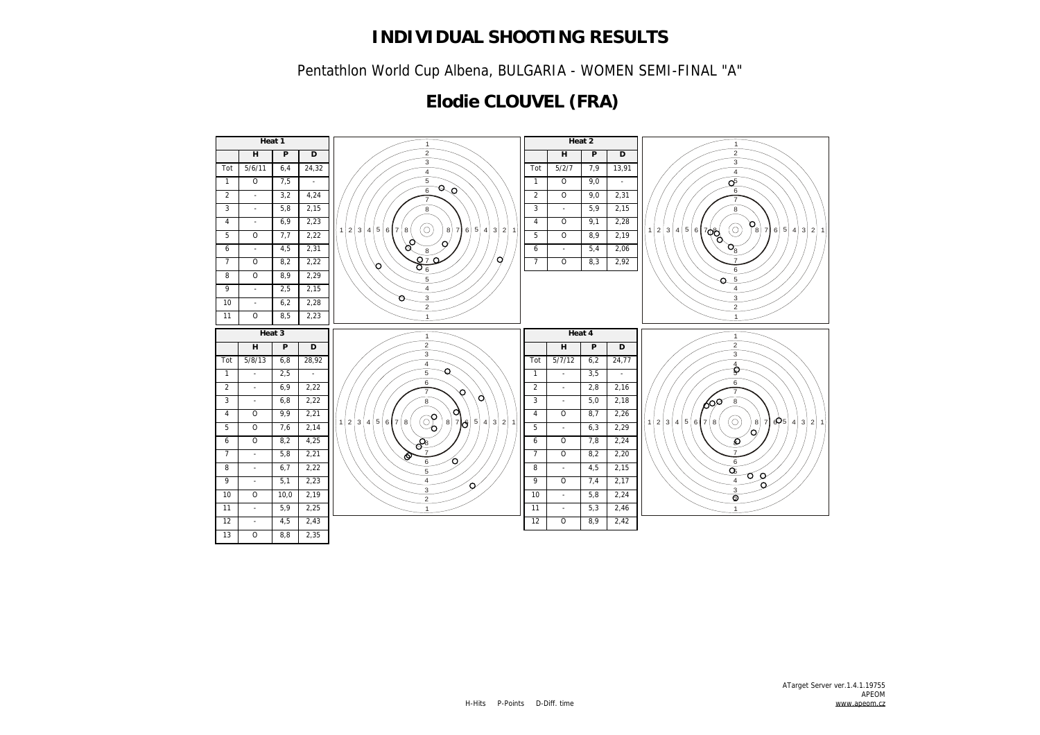# INDIVIDUAL SHOOTING RESULTS

Pentathlon World Cup Albena, BULGARIA - WOMEN SEMI-FINAL "A"

## Elodie CLOUVEL (FRA)

**Heat 1**

| | H | P | D |
|---|---|---|---|
| Tot | 5/6/11 | 6,4 | 24,32 |
| 1 | O | 7,5 | - |
| 2 | - | 3,2 | 4,24 |
| 3 | - | 5,8 | 2,15 |
| 4 | - | 6,9 | 2,23 |
| 5 | O | 7,7 | 2,22 |
| 6 | - | 4,5 | 2,31 |
| 7 | O | 8,2 | 2,22 |
| 8 | O | 8,9 | 2,29 |
| 9 | - | 2,5 | 2,15 |
| 10 | - | 6,2 | 2,28 |
| 11 | O | 8,5 | 2,23 |

**Heat 2**

| | H | P | D |
|---|---|---|---|
| Tot | 5/2/7 | 7,9 | 13,91 |
| 1 | O | 9,0 | - |
| 2 | O | 9,0 | 2,31 |
| 3 | - | 5,9 | 2,15 |
| 4 | O | 9,1 | 2,28 |
| 5 | O | 8,9 | 2,19 |
| 6 | - | 5,4 | 2,06 |
| 7 | O | 8,3 | 2,92 |

**Heat 3**

| | H | P | D |
|---|---|---|---|
| Tot | 5/8/13 | 6,8 | 28,92 |
| 1 | - | 2,5 | - |
| 2 | - | 6,9 | 2,22 |
| 3 | - | 6,8 | 2,22 |
| 4 | O | 9,9 | 2,21 |
| 5 | O | 7,6 | 2,14 |
| 6 | O | 8,2 | 4,25 |
| 7 | - | 5,8 | 2,21 |
| 8 | - | 6,7 | 2,22 |
| 9 | - | 5,1 | 2,23 |
| 10 | O | 10,0 | 2,19 |
| 11 | - | 5,9 | 2,25 |
| 12 | - | 4,5 | 2,43 |
| 13 | O | 8,8 | 2,35 |

**Heat 4**

| | H | P | D |
|---|---|---|---|
| Tot | 5/7/12 | 6,2 | 24,77 |
| 1 | - | 3,5 | - |
| 2 | - | 2,8 | 2,16 |
| 3 | - | 5,0 | 2,18 |
| 4 | O | 8,7 | 2,26 |
| 5 | - | 6,3 | 2,29 |
| 6 | O | 7,8 | 2,24 |
| 7 | O | 8,2 | 2,20 |
| 8 | - | 4,5 | 2,15 |
| 9 | O | 7,4 | 2,17 |
| 10 | - | 5,8 | 2,24 |
| 11 | - | 5,3 | 2,46 |
| 12 | O | 8,9 | 2,42 |

H-Hits P-Points D-Diff. time

ATarget Server ver.1.4.1.19755
APEOM
www.apeom.cz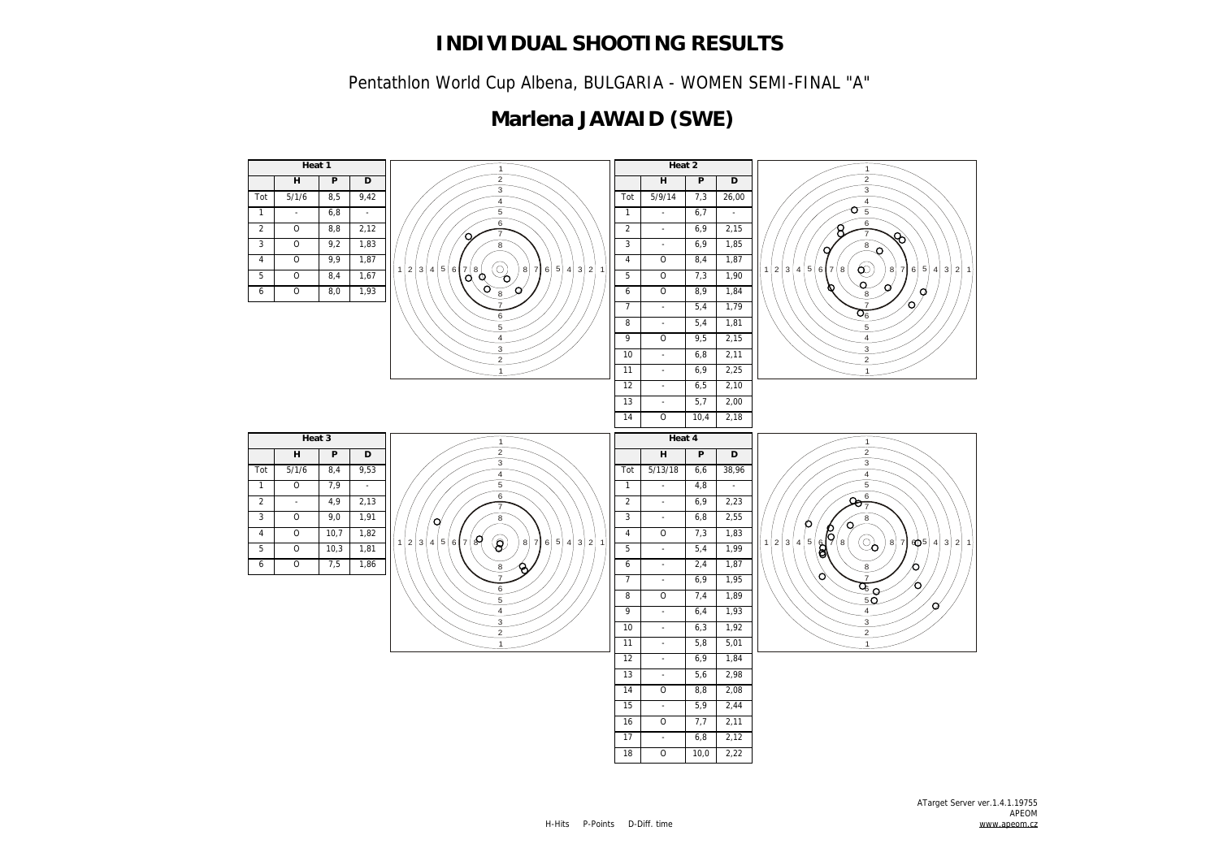# INDIVIDUAL SHOOTING RESULTS

Pentathlon World Cup Albena, BULGARIA - WOMEN SEMI-FINAL "A"

## Marlena JAWAID (SWE)

**Heat 1**

| | H | P | D |
|---|---|---|---|
| Tot | 5/1/6 | 8,5 | 9,42 |
| 1 | - | 6,8 | - |
| 2 | O | 8,8 | 2,12 |
| 3 | O | 9,2 | 1,83 |
| 4 | O | 9,9 | 1,87 |
| 5 | O | 8,4 | 1,67 |
| 6 | O | 8,0 | 1,93 |

**Heat 2**

| | H | P | D |
|---|---|---|---|
| Tot | 5/9/14 | 7,3 | 26,00 |
| 1 | - | 6,7 | - |
| 2 | - | 6,9 | 2,15 |
| 3 | - | 6,9 | 1,85 |
| 4 | O | 8,4 | 1,87 |
| 5 | O | 7,3 | 1,90 |
| 6 | O | 8,9 | 1,84 |
| 7 | - | 5,4 | 1,79 |
| 8 | - | 5,4 | 1,81 |
| 9 | O | 9,5 | 2,15 |
| 10 | - | 6,8 | 2,11 |
| 11 | - | 6,9 | 2,25 |
| 12 | - | 6,5 | 2,10 |
| 13 | - | 5,7 | 2,00 |
| 14 | O | 10,4 | 2,18 |

**Heat 3**

| | H | P | D |
|---|---|---|---|
| Tot | 5/1/6 | 8,4 | 9,53 |
| 1 | O | 7,9 | - |
| 2 | - | 4,9 | 2,13 |
| 3 | O | 9,0 | 1,91 |
| 4 | O | 10,7 | 1,82 |
| 5 | O | 10,3 | 1,81 |
| 6 | O | 7,5 | 1,86 |

**Heat 4**

| | H | P | D |
|---|---|---|---|
| Tot | 5/13/18 | 6,6 | 38,96 |
| 1 | - | 4,8 | - |
| 2 | - | 6,9 | 2,23 |
| 3 | - | 6,8 | 2,55 |
| 4 | O | 7,3 | 1,83 |
| 5 | - | 5,4 | 1,99 |
| 6 | - | 2,4 | 1,87 |
| 7 | - | 6,9 | 1,95 |
| 8 | O | 7,4 | 1,89 |
| 9 | - | 6,4 | 1,93 |
| 10 | - | 6,3 | 1,92 |
| 11 | - | 5,8 | 5,01 |
| 12 | - | 6,9 | 1,84 |
| 13 | - | 5,6 | 2,98 |
| 14 | O | 8,8 | 2,08 |
| 15 | - | 5,9 | 2,44 |
| 16 | O | 7,7 | 2,11 |
| 17 | - | 6,8 | 2,12 |
| 18 | O | 10,0 | 2,22 |

H-Hits P-Points D-Diff. time

ATarget Server ver.1.4.1.19755
APEOM
www.apeom.cz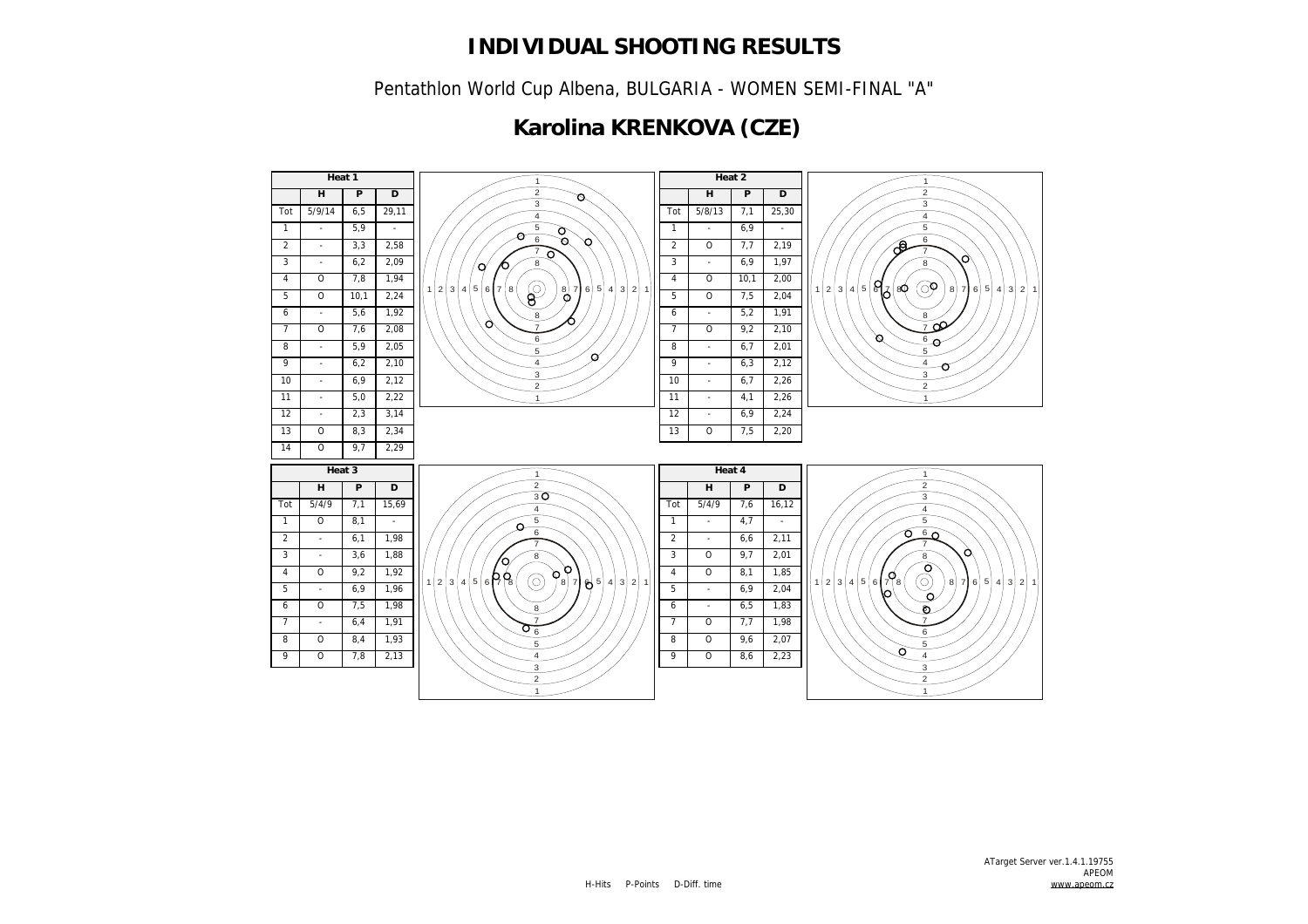# INDIVIDUAL SHOOTING RESULTS

Pentathlon World Cup Albena, BULGARIA - WOMEN SEMI-FINAL "A"

## Karolina KRENKOVA (CZE)

**Heat 1**

|  | H | P | D |
|---|---|---|---|
| Tot | 5/9/14 | 6,5 | 29,11 |
| 1 | - | 5,9 | - |
| 2 | - | 3,3 | 2,58 |
| 3 | - | 6,2 | 2,09 |
| 4 | O | 7,8 | 1,94 |
| 5 | O | 10,1 | 2,24 |
| 6 | - | 5,6 | 1,92 |
| 7 | O | 7,6 | 2,08 |
| 8 | - | 5,9 | 2,05 |
| 9 | - | 6,2 | 2,10 |
| 10 | - | 6,9 | 2,12 |
| 11 | - | 5,0 | 2,22 |
| 12 | - | 2,3 | 3,14 |
| 13 | O | 8,3 | 2,34 |
| 14 | O | 9,7 | 2,29 |

**Heat 2**

|  | H | P | D |
|---|---|---|---|
| Tot | 5/8/13 | 7,1 | 25,30 |
| 1 | - | 6,9 | - |
| 2 | O | 7,7 | 2,19 |
| 3 | - | 6,9 | 1,97 |
| 4 | O | 10,1 | 2,00 |
| 5 | O | 7,5 | 2,04 |
| 6 | - | 5,2 | 1,91 |
| 7 | O | 9,2 | 2,10 |
| 8 | - | 6,7 | 2,01 |
| 9 | - | 6,3 | 2,12 |
| 10 | - | 6,7 | 2,26 |
| 11 | - | 4,1 | 2,26 |
| 12 | - | 6,9 | 2,24 |
| 13 | O | 7,5 | 2,20 |

**Heat 3**

|  | H | P | D |
|---|---|---|---|
| Tot | 5/4/9 | 7,1 | 15,69 |
| 1 | O | 8,1 | - |
| 2 | - | 6,1 | 1,98 |
| 3 | - | 3,6 | 1,88 |
| 4 | O | 9,2 | 1,92 |
| 5 | - | 6,9 | 1,96 |
| 6 | O | 7,5 | 1,98 |
| 7 | - | 6,4 | 1,91 |
| 8 | O | 8,4 | 1,93 |
| 9 | O | 7,8 | 2,13 |

**Heat 4**

|  | H | P | D |
|---|---|---|---|
| Tot | 5/4/9 | 7,6 | 16,12 |
| 1 | - | 4,7 | - |
| 2 | - | 6,6 | 2,11 |
| 3 | O | 9,7 | 2,01 |
| 4 | O | 8,1 | 1,85 |
| 5 | - | 6,9 | 2,04 |
| 6 | - | 6,5 | 1,83 |
| 7 | O | 7,7 | 1,98 |
| 8 | O | 9,6 | 2,07 |
| 9 | O | 8,6 | 2,23 |

H-Hits P-Points D-Diff. time

ATarget Server ver.1.4.1.19755
APEOM
www.apeom.cz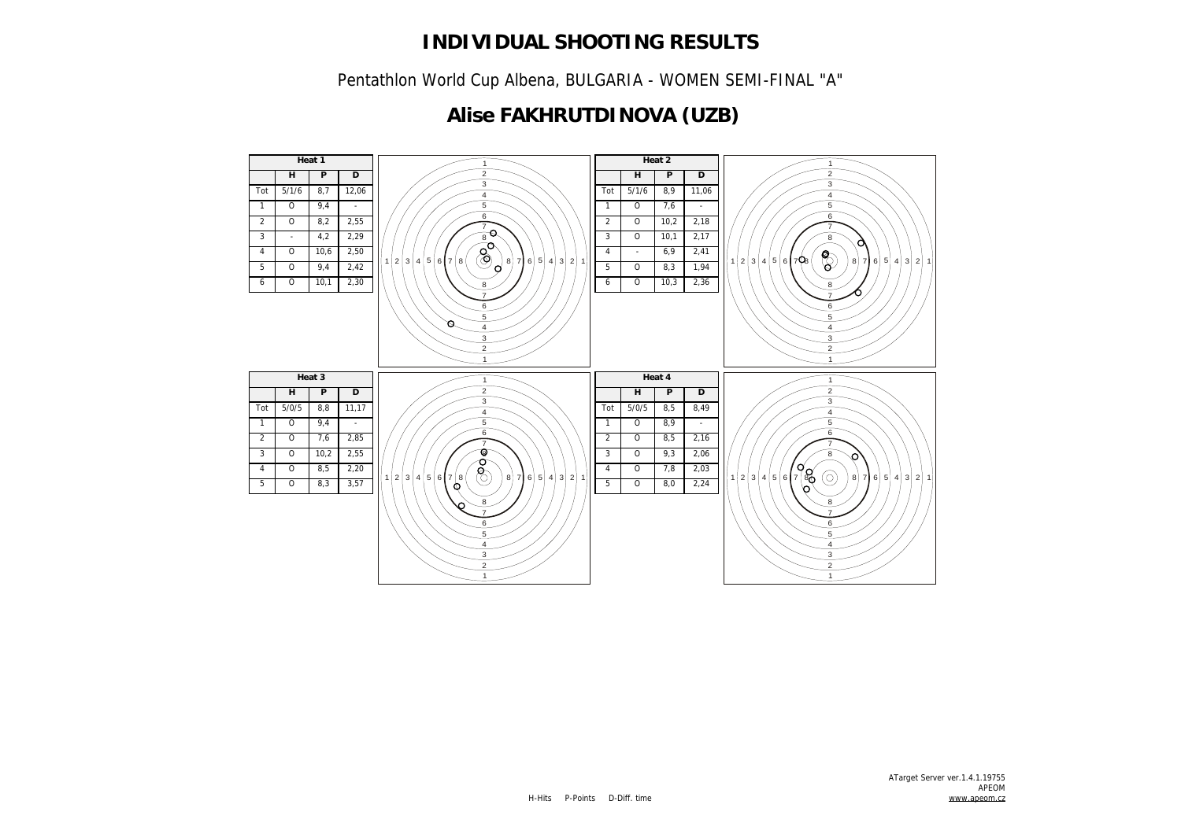# INDIVIDUAL SHOOTING RESULTS

Pentathlon World Cup Albena, BULGARIA - WOMEN SEMI-FINAL "A"

## Alise FAKHRUTDINOVA (UZB)

| Heat 1 | | | |
|---|---|---|---|
| | H | P | D |
| Tot | 5/1/6 | 8,7 | 12,06 |
| 1 | O | 9,4 | - |
| 2 | O | 8,2 | 2,55 |
| 3 | - | 4,2 | 2,29 |
| 4 | O | 10,6 | 2,50 |
| 5 | O | 9,4 | 2,42 |
| 6 | O | 10,1 | 2,30 |

| Heat 2 | | | |
|---|---|---|---|
| | H | P | D |
| Tot | 5/1/6 | 8,9 | 11,06 |
| 1 | O | 7,6 | - |
| 2 | O | 10,2 | 2,18 |
| 3 | O | 10,1 | 2,17 |
| 4 | - | 6,9 | 2,41 |
| 5 | O | 8,3 | 1,94 |
| 6 | O | 10,3 | 2,36 |

| Heat 3 | | | |
|---|---|---|---|
| | H | P | D |
| Tot | 5/0/5 | 8,8 | 11,17 |
| 1 | O | 9,4 | - |
| 2 | O | 7,6 | 2,85 |
| 3 | O | 10,2 | 2,55 |
| 4 | O | 8,5 | 2,20 |
| 5 | O | 8,3 | 3,57 |

| Heat 4 | | | |
|---|---|---|---|
| | H | P | D |
| Tot | 5/0/5 | 8,5 | 8,49 |
| 1 | O | 8,9 | - |
| 2 | O | 8,5 | 2,16 |
| 3 | O | 9,3 | 2,06 |
| 4 | O | 7,8 | 2,03 |
| 5 | O | 8,0 | 2,24 |

H-Hits P-Points D-Diff. time

ATarget Server ver.1.4.1.19755
APEOM
www.apeom.cz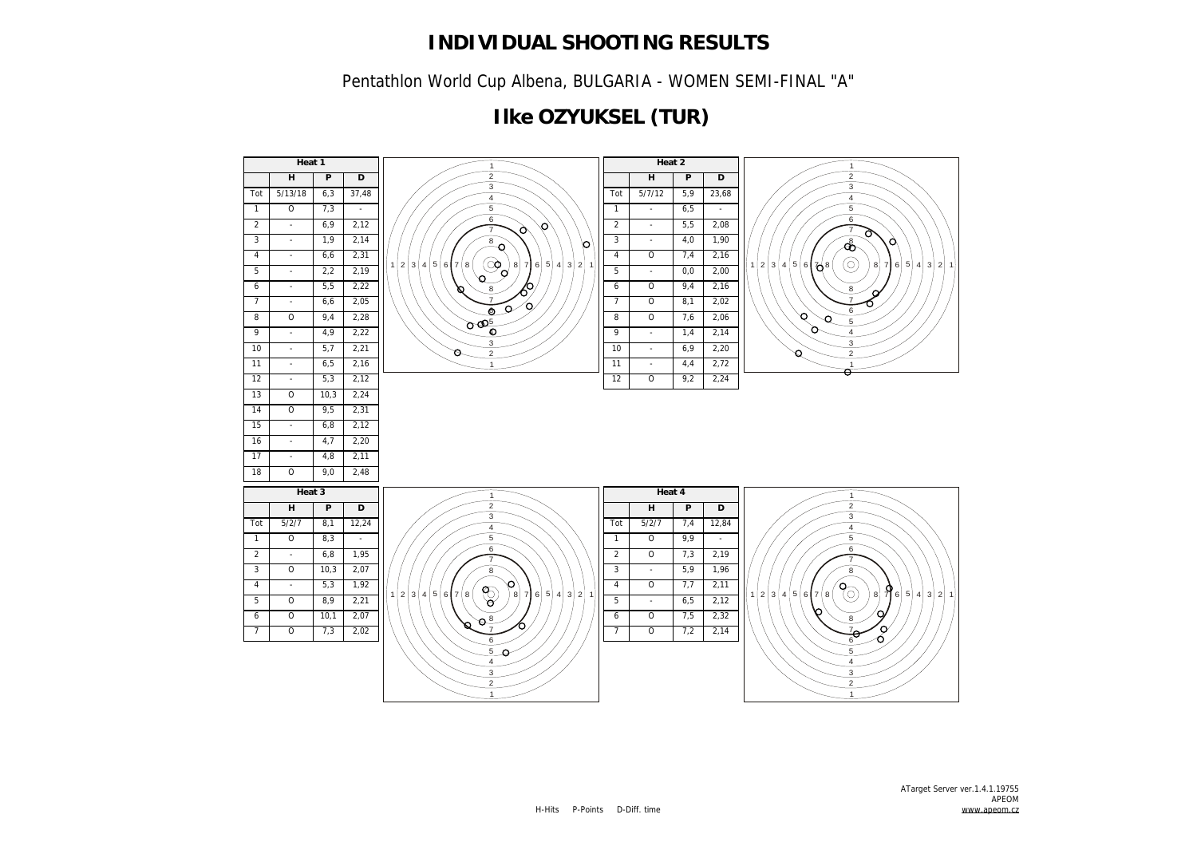# INDIVIDUAL SHOOTING RESULTS

Pentathlon World Cup Albena, BULGARIA - WOMEN SEMI-FINAL "A"

## Ilke OZYUKSEL (TUR)

| Heat 1 | | | |
|---|---|---|---|
| | H | P | D |
| Tot | 5/13/18 | 6,3 | 37,48 |
| 1 | O | 7,3 | - |
| 2 | - | 6,9 | 2,12 |
| 3 | - | 1,9 | 2,14 |
| 4 | - | 6,6 | 2,31 |
| 5 | - | 2,2 | 2,19 |
| 6 | - | 5,5 | 2,22 |
| 7 | - | 6,6 | 2,05 |
| 8 | O | 9,4 | 2,28 |
| 9 | - | 4,9 | 2,22 |
| 10 | - | 5,7 | 2,21 |
| 11 | - | 6,5 | 2,16 |
| 12 | - | 5,3 | 2,12 |
| 13 | O | 10,3 | 2,24 |
| 14 | O | 9,5 | 2,31 |
| 15 | - | 6,8 | 2,12 |
| 16 | - | 4,7 | 2,20 |
| 17 | - | 4,8 | 2,11 |
| 18 | O | 9,0 | 2,48 |

| Heat 2 | | | |
|---|---|---|---|
| | H | P | D |
| Tot | 5/7/12 | 5,9 | 23,68 |
| 1 | - | 6,5 | - |
| 2 | - | 5,5 | 2,08 |
| 3 | - | 4,0 | 1,90 |
| 4 | O | 7,4 | 2,16 |
| 5 | - | 0,0 | 2,00 |
| 6 | O | 9,4 | 2,16 |
| 7 | O | 8,1 | 2,02 |
| 8 | O | 7,6 | 2,06 |
| 9 | - | 1,4 | 2,14 |
| 10 | - | 6,9 | 2,20 |
| 11 | - | 4,4 | 2,72 |
| 12 | O | 9,2 | 2,24 |

| Heat 3 | | | |
|---|---|---|---|
| | H | P | D |
| Tot | 5/2/7 | 8,1 | 12,24 |
| 1 | O | 8,3 | - |
| 2 | - | 6,8 | 1,95 |
| 3 | O | 10,3 | 2,07 |
| 4 | - | 5,3 | 1,92 |
| 5 | O | 8,9 | 2,21 |
| 6 | O | 10,1 | 2,07 |
| 7 | O | 7,3 | 2,02 |

| Heat 4 | | | |
|---|---|---|---|
| | H | P | D |
| Tot | 5/2/7 | 7,4 | 12,84 |
| 1 | O | 9,9 | - |
| 2 | O | 7,3 | 2,19 |
| 3 | - | 5,9 | 1,96 |
| 4 | O | 7,7 | 2,11 |
| 5 | - | 6,5 | 2,12 |
| 6 | O | 7,5 | 2,32 |
| 7 | O | 7,2 | 2,14 |

H-Hits P-Points D-Diff. time

ATarget Server ver.1.4.1.19755
APEOM
www.apeom.cz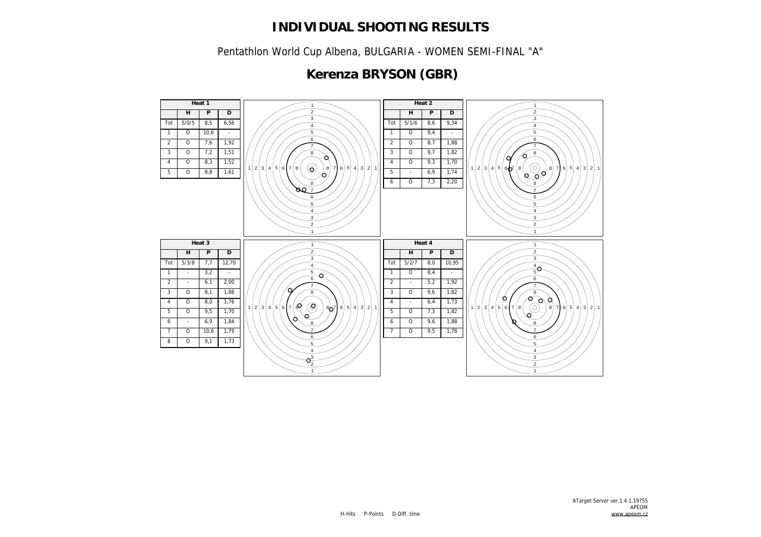# INDIVIDUAL SHOOTING RESULTS

Pentathlon World Cup Albena, BULGARIA - WOMEN SEMI-FINAL "A"

## Kerenza BRYSON (GBR)

**Heat 1**

| | H | P | D |
|---|---|---|---|
| Tot | 5/0/5 | 8,5 | 6,56 |
| 1 | O | 10,6 | - |
| 2 | O | 7,6 | 1,92 |
| 3 | O | 7,2 | 1,51 |
| 4 | O | 8,3 | 1,52 |
| 5 | O | 8,8 | 1,61 |

**Heat 2**

| | H | P | D |
|---|---|---|---|
| Tot | 5/1/6 | 8,6 | 9,34 |
| 1 | O | 9,4 | - |
| 2 | O | 8,7 | 1,88 |
| 3 | O | 9,7 | 1,82 |
| 4 | O | 9,3 | 1,70 |
| 5 | - | 6,9 | 1,74 |
| 6 | O | 7,3 | 2,20 |

**Heat 3**

| | H | P | D |
|---|---|---|---|
| Tot | 5/3/8 | 7,7 | 12,70 |
| 1 | - | 3,2 | - |
| 2 | - | 6,1 | 2,00 |
| 3 | O | 8,1 | 1,88 |
| 4 | O | 8,0 | 1,76 |
| 5 | O | 9,5 | 1,70 |
| 6 | - | 6,9 | 1,84 |
| 7 | O | 10,6 | 1,79 |
| 8 | O | 9,1 | 1,73 |

**Heat 4**

| | H | P | D |
|---|---|---|---|
| Tot | 5/2/7 | 8,0 | 10,95 |
| 1 | O | 8,4 | - |
| 2 | - | 5,2 | 1,92 |
| 3 | O | 9,6 | 1,82 |
| 4 | - | 6,4 | 1,73 |
| 5 | O | 7,3 | 1,82 |
| 6 | O | 9,6 | 1,88 |
| 7 | O | 9,5 | 1,78 |

H-Hits P-Points D-Diff. time

ATarget Server ver.1.4.1.19755
APEOM
www.apeom.cz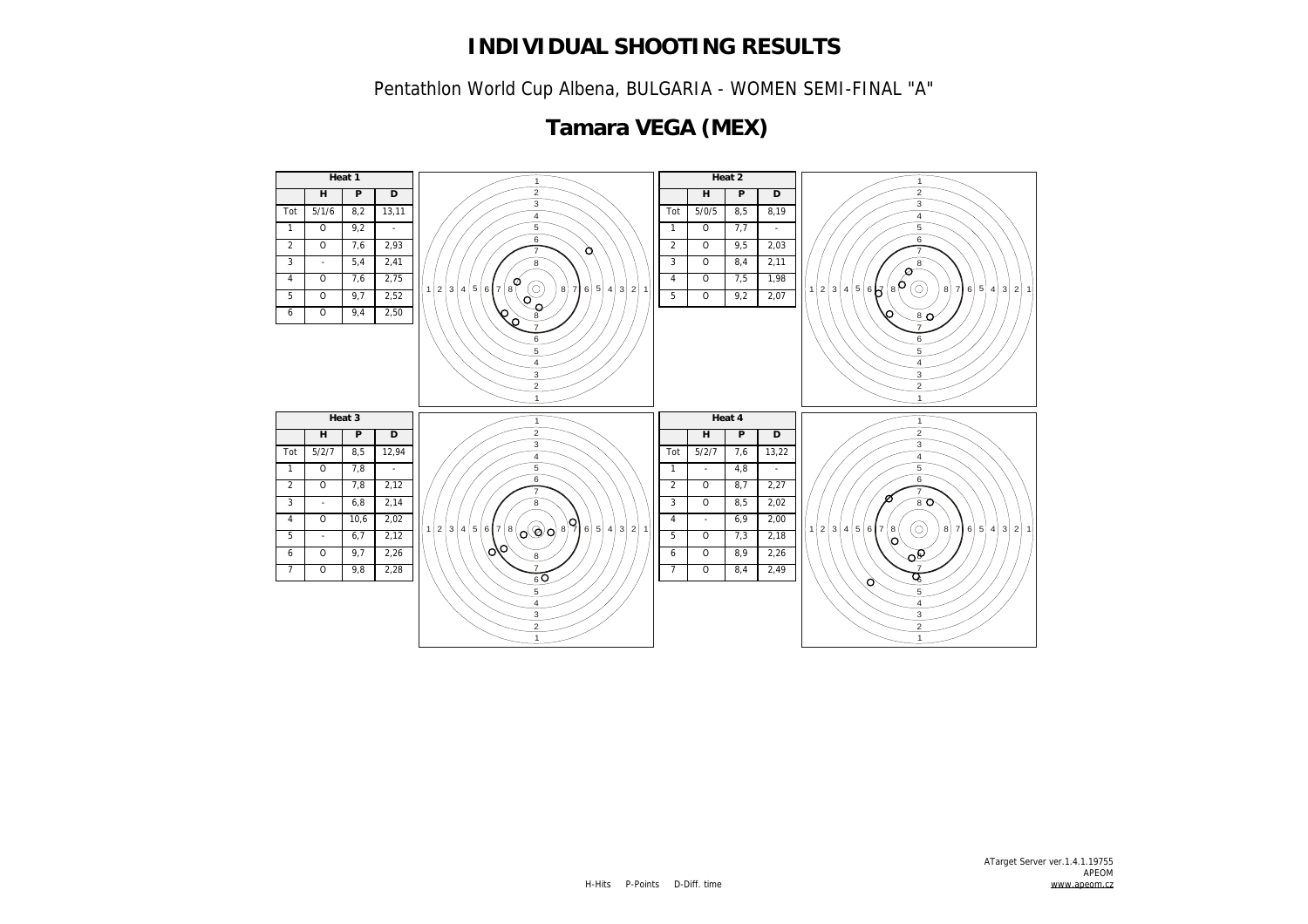# INDIVIDUAL SHOOTING RESULTS

Pentathlon World Cup Albena, BULGARIA - WOMEN SEMI-FINAL "A"

## Tamara VEGA (MEX)

**Heat 1**

| | H | P | D |
|---|---|---|---|
| Tot | 5/1/6 | 8,2 | 13,11 |
| 1 | O | 9,2 | - |
| 2 | O | 7,6 | 2,93 |
| 3 | - | 5,4 | 2,41 |
| 4 | O | 7,6 | 2,75 |
| 5 | O | 9,7 | 2,52 |
| 6 | O | 9,4 | 2,50 |

**Heat 2**

| | H | P | D |
|---|---|---|---|
| Tot | 5/0/5 | 8,5 | 8,19 |
| 1 | O | 7,7 | - |
| 2 | O | 9,5 | 2,03 |
| 3 | O | 8,4 | 2,11 |
| 4 | O | 7,5 | 1,98 |
| 5 | O | 9,2 | 2,07 |

**Heat 3**

| | H | P | D |
|---|---|---|---|
| Tot | 5/2/7 | 8,5 | 12,94 |
| 1 | O | 7,8 | - |
| 2 | O | 7,8 | 2,12 |
| 3 | - | 6,8 | 2,14 |
| 4 | O | 10,6 | 2,02 |
| 5 | - | 6,7 | 2,12 |
| 6 | O | 9,7 | 2,26 |
| 7 | O | 9,8 | 2,28 |

**Heat 4**

| | H | P | D |
|---|---|---|---|
| Tot | 5/2/7 | 7,6 | 13,22 |
| 1 | - | 4,8 | - |
| 2 | O | 8,7 | 2,27 |
| 3 | O | 8,5 | 2,02 |
| 4 | - | 6,9 | 2,00 |
| 5 | O | 7,3 | 2,18 |
| 6 | O | 8,9 | 2,26 |
| 7 | O | 8,4 | 2,49 |

H-Hits P-Points D-Diff. time

ATarget Server ver.1.4.1.19755
APEOM
www.apeom.cz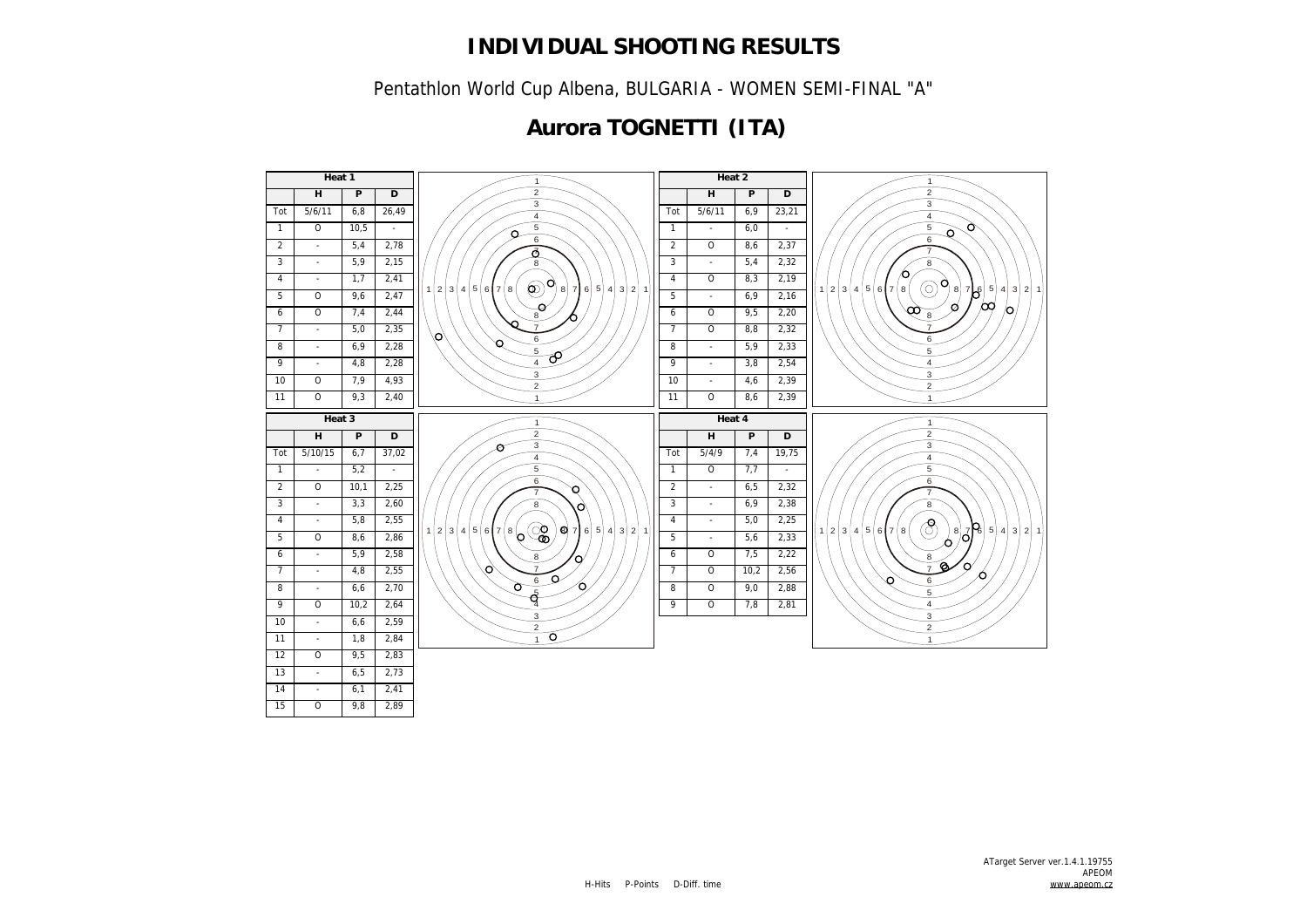# INDIVIDUAL SHOOTING RESULTS

Pentathlon World Cup Albena, BULGARIA - WOMEN SEMI-FINAL "A"

## Aurora TOGNETTI (ITA)

**Heat 1**

| | H | P | D |
|---|---|---|---|
| Tot | 5/6/11 | 6,8 | 26,49 |
| 1 | O | 10,5 | - |
| 2 | - | 5,4 | 2,78 |
| 3 | - | 5,9 | 2,15 |
| 4 | - | 1,7 | 2,41 |
| 5 | O | 9,6 | 2,47 |
| 6 | O | 7,4 | 2,44 |
| 7 | - | 5,0 | 2,35 |
| 8 | - | 6,9 | 2,28 |
| 9 | - | 4,8 | 2,28 |
| 10 | O | 7,9 | 4,93 |
| 11 | O | 9,3 | 2,40 |

**Heat 2**

| | H | P | D |
|---|---|---|---|
| Tot | 5/6/11 | 6,9 | 23,21 |
| 1 | - | 6,0 | - |
| 2 | O | 8,6 | 2,37 |
| 3 | - | 5,4 | 2,32 |
| 4 | O | 8,3 | 2,19 |
| 5 | - | 6,9 | 2,16 |
| 6 | O | 9,5 | 2,20 |
| 7 | O | 8,8 | 2,32 |
| 8 | - | 5,9 | 2,33 |
| 9 | - | 3,8 | 2,54 |
| 10 | - | 4,6 | 2,39 |
| 11 | O | 8,6 | 2,39 |

**Heat 3**

| | H | P | D |
|---|---|---|---|
| Tot | 5/10/15 | 6,7 | 37,02 |
| 1 | - | 5,2 | - |
| 2 | O | 10,1 | 2,25 |
| 3 | - | 3,3 | 2,60 |
| 4 | - | 5,8 | 2,55 |
| 5 | O | 8,6 | 2,86 |
| 6 | - | 5,9 | 2,58 |
| 7 | - | 4,8 | 2,55 |
| 8 | - | 6,6 | 2,70 |
| 9 | O | 10,2 | 2,64 |
| 10 | - | 6,6 | 2,59 |
| 11 | - | 1,8 | 2,84 |
| 12 | O | 9,5 | 2,83 |
| 13 | - | 6,5 | 2,73 |
| 14 | - | 6,1 | 2,41 |
| 15 | O | 9,8 | 2,89 |

**Heat 4**

| | H | P | D |
|---|---|---|---|
| Tot | 5/4/9 | 7,4 | 19,75 |
| 1 | O | 7,7 | - |
| 2 | - | 6,5 | 2,32 |
| 3 | - | 6,9 | 2,38 |
| 4 | - | 5,0 | 2,25 |
| 5 | - | 5,6 | 2,33 |
| 6 | O | 7,5 | 2,22 |
| 7 | O | 10,2 | 2,56 |
| 8 | O | 9,0 | 2,88 |
| 9 | O | 7,8 | 2,81 |

H-Hits P-Points D-Diff. time

ATarget Server ver.1.4.1.19755
APEOM
www.apeom.cz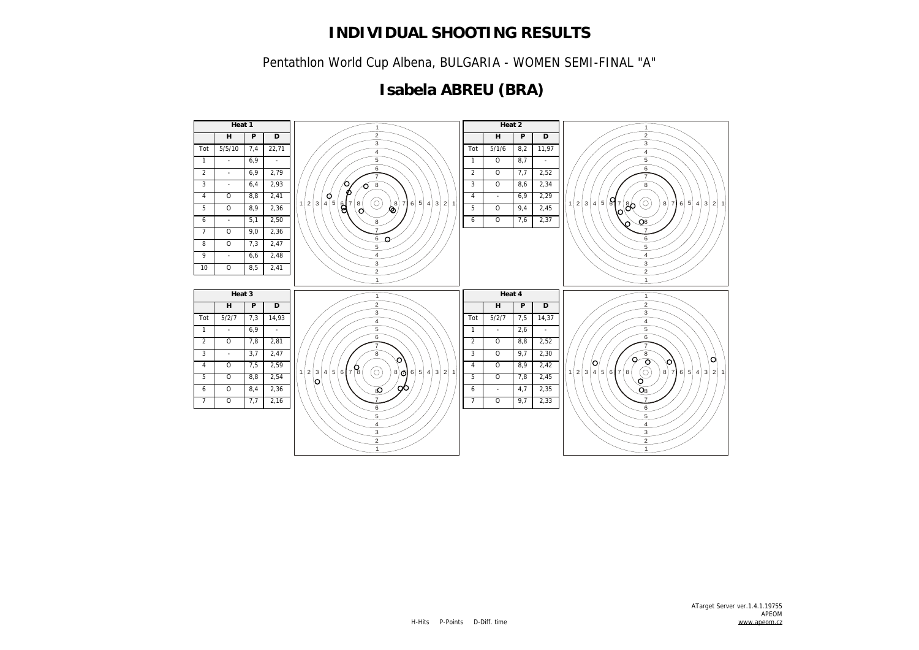# INDIVIDUAL SHOOTING RESULTS

Pentathlon World Cup Albena, BULGARIA - WOMEN SEMI-FINAL "A"

## Isabela ABREU (BRA)

**Heat 1**

| | H | P | D |
|---|---|---|---|
| Tot | 5/5/10 | 7,4 | 22,71 |
| 1 | - | 6,9 | - |
| 2 | - | 6,9 | 2,79 |
| 3 | - | 6,4 | 2,93 |
| 4 | O | 8,8 | 2,41 |
| 5 | O | 8,9 | 2,36 |
| 6 | - | 5,1 | 2,50 |
| 7 | O | 9,0 | 2,36 |
| 8 | O | 7,3 | 2,47 |
| 9 | - | 6,6 | 2,48 |
| 10 | O | 8,5 | 2,41 |

**Heat 2**

| | H | P | D |
|---|---|---|---|
| Tot | 5/1/6 | 8,2 | 11,97 |
| 1 | O | 8,7 | - |
| 2 | O | 7,7 | 2,52 |
| 3 | O | 8,6 | 2,34 |
| 4 | - | 6,9 | 2,29 |
| 5 | O | 9,4 | 2,45 |
| 6 | O | 7,6 | 2,37 |

**Heat 3**

| | H | P | D |
|---|---|---|---|
| Tot | 5/2/7 | 7,3 | 14,93 |
| 1 | - | 6,9 | - |
| 2 | O | 7,8 | 2,81 |
| 3 | - | 3,7 | 2,47 |
| 4 | O | 7,5 | 2,59 |
| 5 | O | 8,8 | 2,54 |
| 6 | O | 8,4 | 2,36 |
| 7 | O | 7,7 | 2,16 |

**Heat 4**

| | H | P | D |
|---|---|---|---|
| Tot | 5/2/7 | 7,5 | 14,37 |
| 1 | - | 2,6 | - |
| 2 | O | 8,8 | 2,52 |
| 3 | O | 9,7 | 2,30 |
| 4 | O | 8,9 | 2,42 |
| 5 | O | 7,8 | 2,45 |
| 6 | - | 4,7 | 2,35 |
| 7 | O | 9,7 | 2,33 |

H-Hits P-Points D-Diff. time

ATarget Server ver.1.4.1.19755
APEOM
www.apeom.cz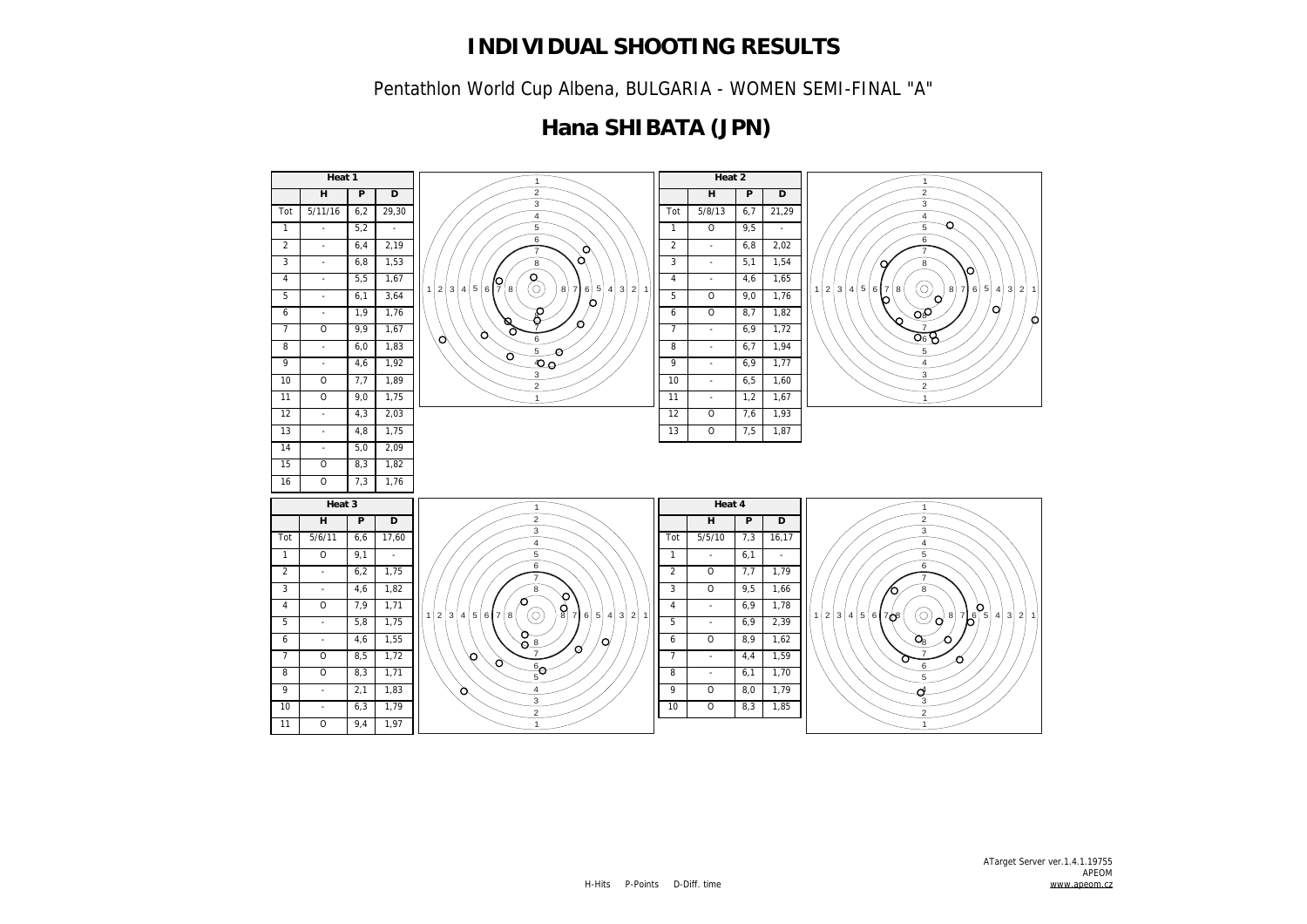# INDIVIDUAL SHOOTING RESULTS

Pentathlon World Cup Albena, BULGARIA - WOMEN SEMI-FINAL "A"

## Hana SHIBATA (JPN)

| Heat 1 | | | |
|---|---|---|---|
| | H | P | D |
| Tot | 5/11/16 | 6,2 | 29,30 |
| 1 | - | 5,2 | - |
| 2 | - | 6,4 | 2,19 |
| 3 | - | 6,8 | 1,53 |
| 4 | - | 5,5 | 1,67 |
| 5 | - | 6,1 | 3,64 |
| 6 | - | 1,9 | 1,76 |
| 7 | O | 9,9 | 1,67 |
| 8 | - | 6,0 | 1,83 |
| 9 | - | 4,6 | 1,92 |
| 10 | O | 7,7 | 1,89 |
| 11 | O | 9,0 | 1,75 |
| 12 | - | 4,3 | 2,03 |
| 13 | - | 4,8 | 1,75 |
| 14 | - | 5,0 | 2,09 |
| 15 | O | 8,3 | 1,82 |
| 16 | O | 7,3 | 1,76 |

| Heat 2 | | | |
|---|---|---|---|
| | H | P | D |
| Tot | 5/8/13 | 6,7 | 21,29 |
| 1 | O | 9,5 | - |
| 2 | - | 6,8 | 2,02 |
| 3 | - | 5,1 | 1,54 |
| 4 | - | 4,6 | 1,65 |
| 5 | O | 9,0 | 1,76 |
| 6 | O | 8,7 | 1,82 |
| 7 | - | 6,9 | 1,72 |
| 8 | - | 6,7 | 1,94 |
| 9 | - | 6,9 | 1,77 |
| 10 | - | 6,5 | 1,60 |
| 11 | - | 1,2 | 1,67 |
| 12 | O | 7,6 | 1,93 |
| 13 | O | 7,5 | 1,87 |

| Heat 3 | | | |
|---|---|---|---|
| | H | P | D |
| Tot | 5/6/11 | 6,6 | 17,60 |
| 1 | O | 9,1 | - |
| 2 | - | 6,2 | 1,75 |
| 3 | - | 4,6 | 1,82 |
| 4 | O | 7,9 | 1,71 |
| 5 | - | 5,8 | 1,75 |
| 6 | - | 4,6 | 1,55 |
| 7 | O | 8,5 | 1,72 |
| 8 | O | 8,3 | 1,71 |
| 9 | - | 2,1 | 1,83 |
| 10 | - | 6,3 | 1,79 |
| 11 | O | 9,4 | 1,97 |

| Heat 4 | | | |
|---|---|---|---|
| | H | P | D |
| Tot | 5/5/10 | 7,3 | 16,17 |
| 1 | - | 6,1 | - |
| 2 | O | 7,7 | 1,79 |
| 3 | O | 9,5 | 1,66 |
| 4 | - | 6,9 | 1,78 |
| 5 | - | 6,9 | 2,39 |
| 6 | O | 8,9 | 1,62 |
| 7 | - | 4,4 | 1,59 |
| 8 | - | 6,1 | 1,70 |
| 9 | O | 8,0 | 1,79 |
| 10 | O | 8,3 | 1,85 |

H-Hits P-Points D-Diff. time

ATarget Server ver.1.4.1.19755
APEOM
www.apeom.cz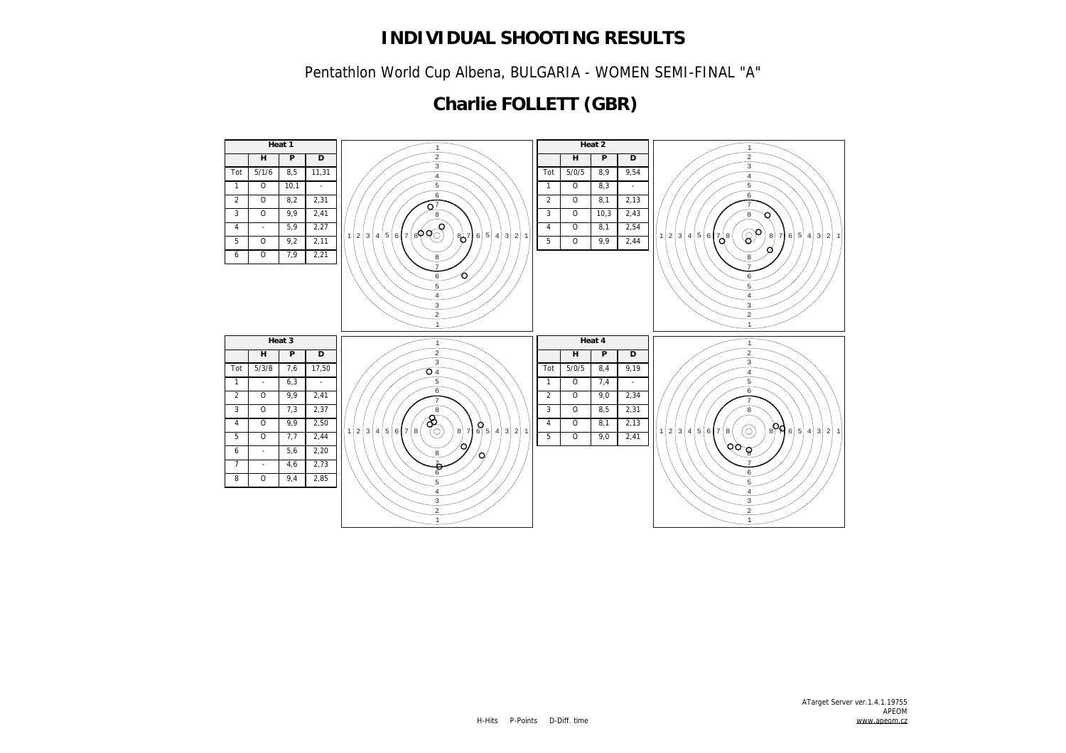# INDIVIDUAL SHOOTING RESULTS

Pentathlon World Cup Albena, BULGARIA - WOMEN SEMI-FINAL "A"

## Charlie FOLLETT (GBR)

**Heat 1**

| | H | P | D |
|---|---|---|---|
| Tot | 5/1/6 | 8,5 | 11,31 |
| 1 | O | 10,1 | - |
| 2 | O | 8,2 | 2,31 |
| 3 | O | 9,9 | 2,41 |
| 4 | - | 5,9 | 2,27 |
| 5 | O | 9,2 | 2,11 |
| 6 | O | 7,9 | 2,21 |

**Heat 2**

| | H | P | D |
|---|---|---|---|
| Tot | 5/0/5 | 8,9 | 9,54 |
| 1 | O | 8,3 | - |
| 2 | O | 8,1 | 2,13 |
| 3 | O | 10,3 | 2,43 |
| 4 | O | 8,1 | 2,54 |
| 5 | O | 9,9 | 2,44 |

**Heat 3**

| | H | P | D |
|---|---|---|---|
| Tot | 5/3/8 | 7,6 | 17,50 |
| 1 | - | 6,3 | - |
| 2 | O | 9,9 | 2,41 |
| 3 | O | 7,3 | 2,37 |
| 4 | O | 9,9 | 2,50 |
| 5 | O | 7,7 | 2,44 |
| 6 | - | 5,6 | 2,20 |
| 7 | - | 4,6 | 2,73 |
| 8 | O | 9,4 | 2,85 |

**Heat 4**

| | H | P | D |
|---|---|---|---|
| Tot | 5/0/5 | 8,4 | 9,19 |
| 1 | O | 7,4 | - |
| 2 | O | 9,0 | 2,34 |
| 3 | O | 8,5 | 2,31 |
| 4 | O | 8,1 | 2,13 |
| 5 | O | 9,0 | 2,41 |

H-Hits P-Points D-Diff. time

ATarget Server ver.1.4.1.19755
APEOM
www.apeom.cz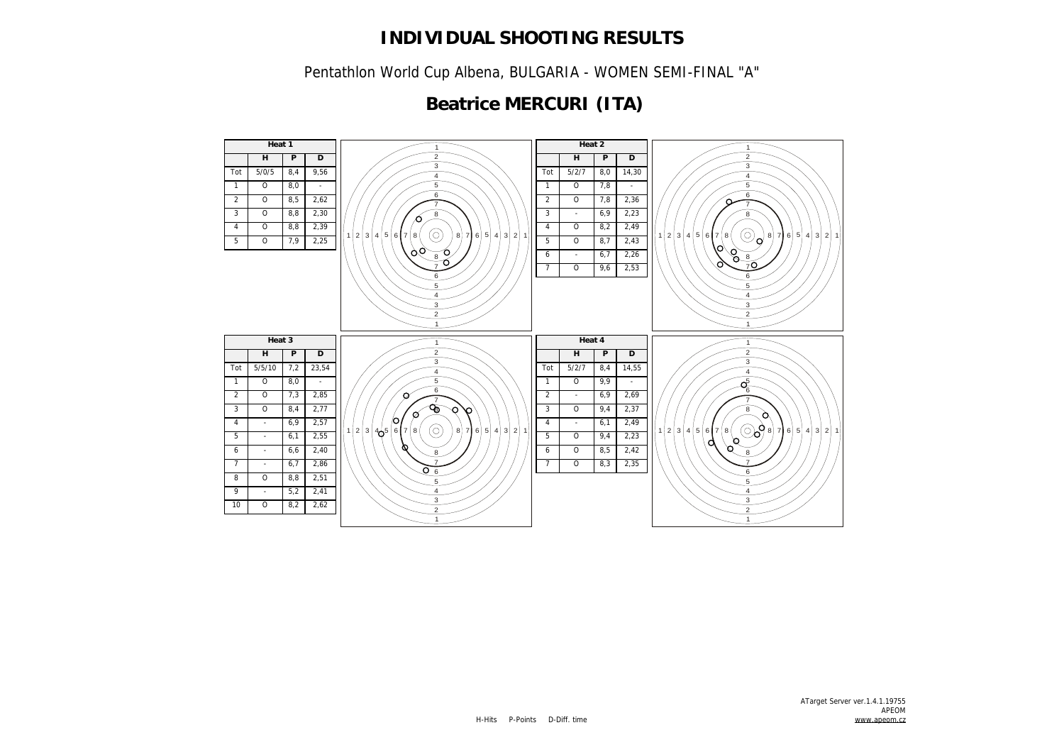# INDIVIDUAL SHOOTING RESULTS

Pentathlon World Cup Albena, BULGARIA - WOMEN SEMI-FINAL "A"

## Beatrice MERCURI (ITA)

**Heat 1**

| | H | P | D |
|---|---|---|---|
| Tot | 5/0/5 | 8,4 | 9,56 |
| 1 | O | 8,0 | - |
| 2 | O | 8,5 | 2,62 |
| 3 | O | 8,8 | 2,30 |
| 4 | O | 8,8 | 2,39 |
| 5 | O | 7,9 | 2,25 |

**Heat 2**

| | H | P | D |
|---|---|---|---|
| Tot | 5/2/7 | 8,0 | 14,30 |
| 1 | O | 7,8 | - |
| 2 | O | 7,8 | 2,36 |
| 3 | - | 6,9 | 2,23 |
| 4 | O | 8,2 | 2,49 |
| 5 | O | 8,7 | 2,43 |
| 6 | - | 6,7 | 2,26 |
| 7 | O | 9,6 | 2,53 |

**Heat 3**

| | H | P | D |
|---|---|---|---|
| Tot | 5/5/10 | 7,2 | 23,54 |
| 1 | O | 8,0 | - |
| 2 | O | 7,3 | 2,85 |
| 3 | O | 8,4 | 2,77 |
| 4 | - | 6,9 | 2,57 |
| 5 | - | 6,1 | 2,55 |
| 6 | - | 6,6 | 2,40 |
| 7 | - | 6,7 | 2,86 |
| 8 | O | 8,8 | 2,51 |
| 9 | - | 5,2 | 2,41 |
| 10 | O | 8,2 | 2,62 |

**Heat 4**

| | H | P | D |
|---|---|---|---|
| Tot | 5/2/7 | 8,4 | 14,55 |
| 1 | O | 9,9 | - |
| 2 | - | 6,9 | 2,69 |
| 3 | O | 9,4 | 2,37 |
| 4 | - | 6,1 | 2,49 |
| 5 | O | 9,4 | 2,23 |
| 6 | O | 8,5 | 2,42 |
| 7 | O | 8,3 | 2,35 |

H-Hits P-Points D-Diff. time

ATarget Server ver.1.4.1.19755
APEOM
www.apeom.cz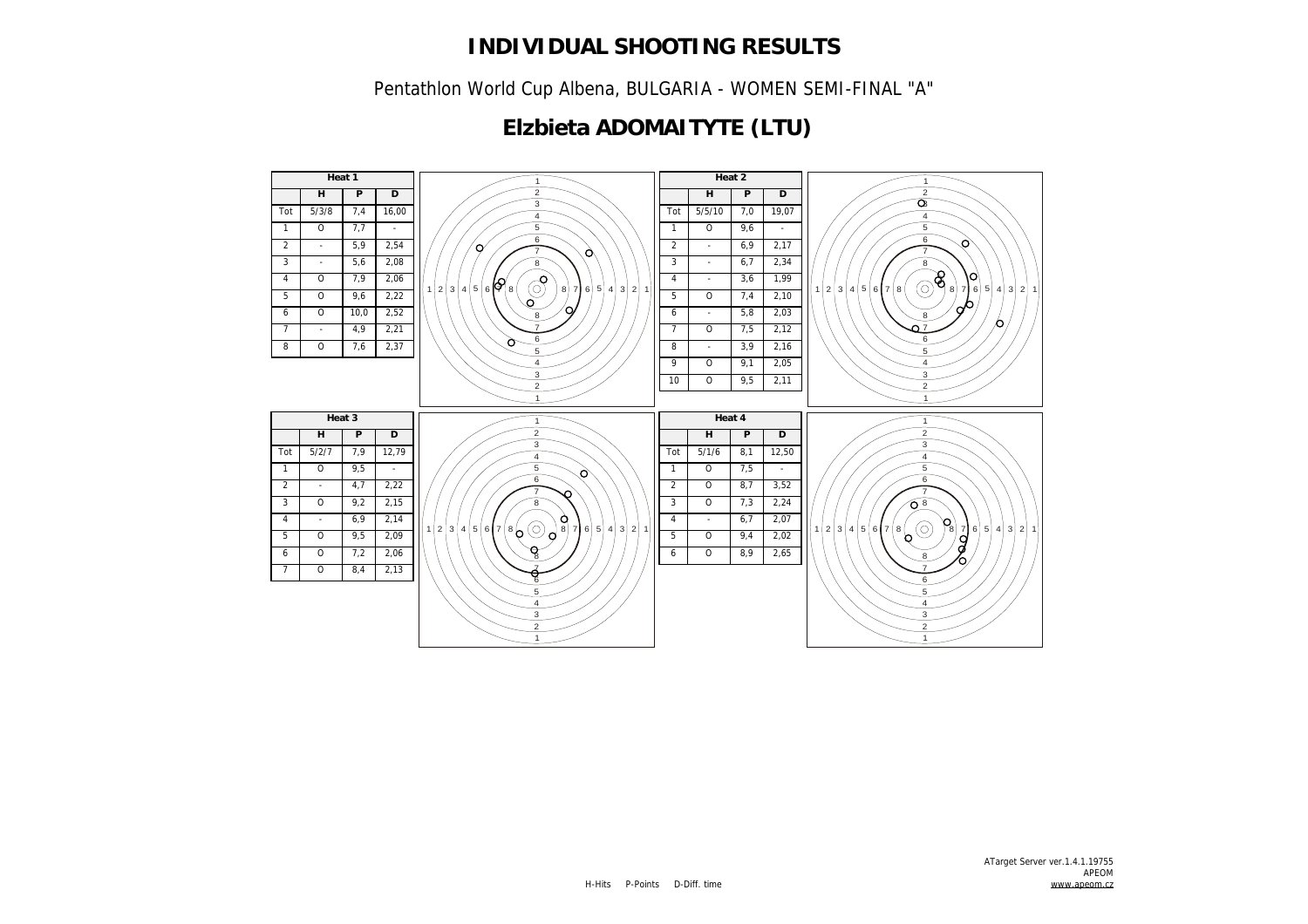# INDIVIDUAL SHOOTING RESULTS

Pentathlon World Cup Albena, BULGARIA - WOMEN SEMI-FINAL "A"

## Elzbieta ADOMAITYTE (LTU)

**Heat 1**

| | H | P | D |
|---|---|---|---|
| Tot | 5/3/8 | 7,4 | 16,00 |
| 1 | O | 7,7 | - |
| 2 | - | 5,9 | 2,54 |
| 3 | - | 5,6 | 2,08 |
| 4 | O | 7,9 | 2,06 |
| 5 | O | 9,6 | 2,22 |
| 6 | O | 10,0 | 2,52 |
| 7 | - | 4,9 | 2,21 |
| 8 | O | 7,6 | 2,37 |

**Heat 2**

| | H | P | D |
|---|---|---|---|
| Tot | 5/5/10 | 7,0 | 19,07 |
| 1 | O | 9,6 | - |
| 2 | - | 6,9 | 2,17 |
| 3 | - | 6,7 | 2,34 |
| 4 | - | 3,6 | 1,99 |
| 5 | O | 7,4 | 2,10 |
| 6 | - | 5,8 | 2,03 |
| 7 | O | 7,5 | 2,12 |
| 8 | - | 3,9 | 2,16 |
| 9 | O | 9,1 | 2,05 |
| 10 | O | 9,5 | 2,11 |

**Heat 3**

| | H | P | D |
|---|---|---|---|
| Tot | 5/2/7 | 7,9 | 12,79 |
| 1 | O | 9,5 | - |
| 2 | - | 4,7 | 2,22 |
| 3 | O | 9,2 | 2,15 |
| 4 | - | 6,9 | 2,14 |
| 5 | O | 9,5 | 2,09 |
| 6 | O | 7,2 | 2,06 |
| 7 | O | 8,4 | 2,13 |

**Heat 4**

| | H | P | D |
|---|---|---|---|
| Tot | 5/1/6 | 8,1 | 12,50 |
| 1 | O | 7,5 | - |
| 2 | O | 8,7 | 3,52 |
| 3 | O | 7,3 | 2,24 |
| 4 | - | 6,7 | 2,07 |
| 5 | O | 9,4 | 2,02 |
| 6 | O | 8,9 | 2,65 |

H-Hits P-Points D-Diff. time

ATarget Server ver.1.4.1.19755
APEOM
www.apeom.cz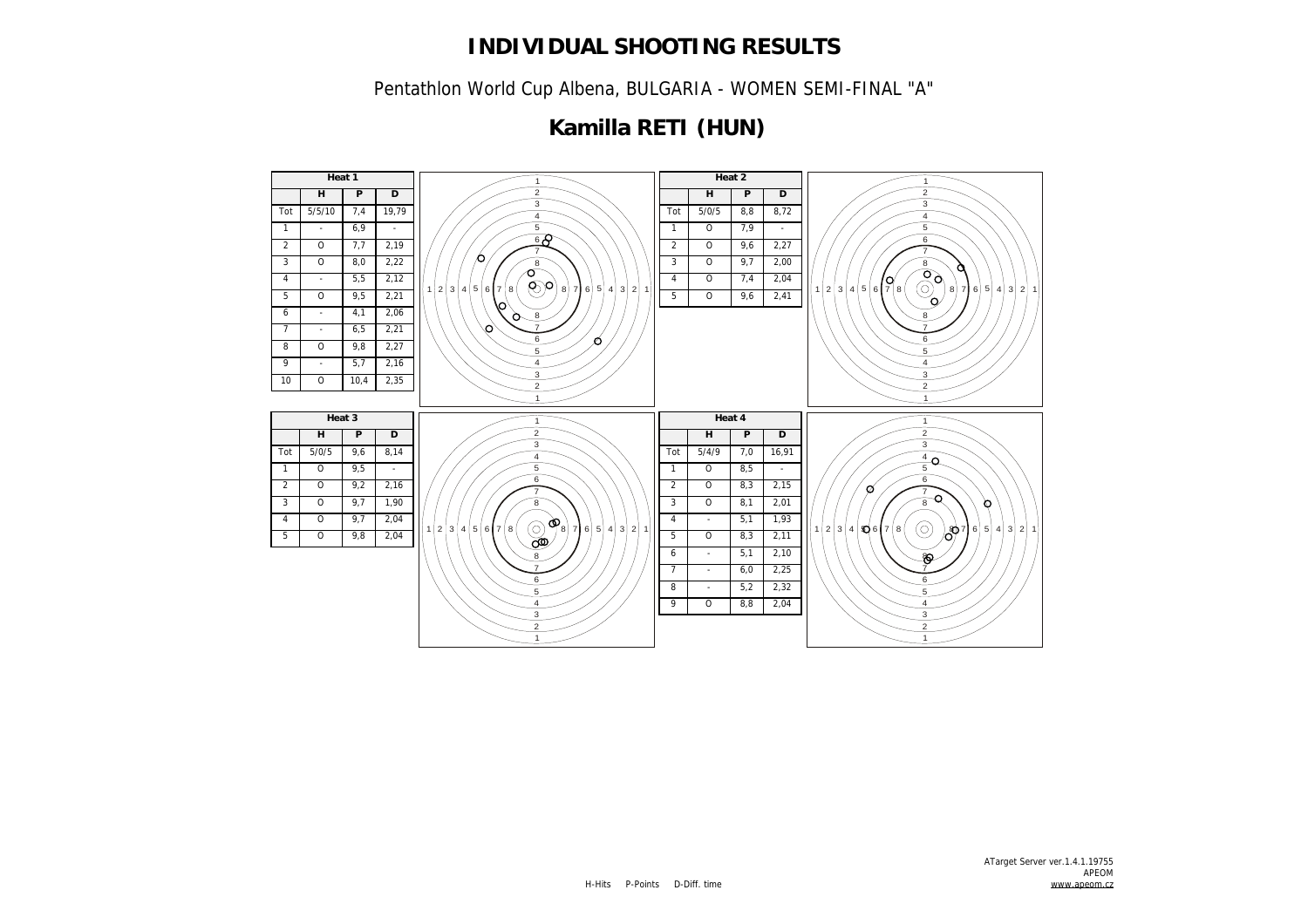# INDIVIDUAL SHOOTING RESULTS

Pentathlon World Cup Albena, BULGARIA - WOMEN SEMI-FINAL "A"

## Kamilla RETI (HUN)

**Heat 1**

| | H | P | D |
|---|---|---|---|
| Tot | 5/5/10 | 7,4 | 19,79 |
| 1 | - | 6,9 | - |
| 2 | O | 7,7 | 2,19 |
| 3 | O | 8,0 | 2,22 |
| 4 | - | 5,5 | 2,12 |
| 5 | O | 9,5 | 2,21 |
| 6 | - | 4,1 | 2,06 |
| 7 | - | 6,5 | 2,21 |
| 8 | O | 9,8 | 2,27 |
| 9 | - | 5,7 | 2,16 |
| 10 | O | 10,4 | 2,35 |

**Heat 2**

| | H | P | D |
|---|---|---|---|
| Tot | 5/0/5 | 8,8 | 8,72 |
| 1 | O | 7,9 | - |
| 2 | O | 9,6 | 2,27 |
| 3 | O | 9,7 | 2,00 |
| 4 | O | 7,4 | 2,04 |
| 5 | O | 9,6 | 2,41 |

**Heat 3**

| | H | P | D |
|---|---|---|---|
| Tot | 5/0/5 | 9,6 | 8,14 |
| 1 | O | 9,5 | - |
| 2 | O | 9,2 | 2,16 |
| 3 | O | 9,7 | 1,90 |
| 4 | O | 9,7 | 2,04 |
| 5 | O | 9,8 | 2,04 |

**Heat 4**

| | H | P | D |
|---|---|---|---|
| Tot | 5/4/9 | 7,0 | 16,91 |
| 1 | O | 8,5 | - |
| 2 | O | 8,3 | 2,15 |
| 3 | O | 8,1 | 2,01 |
| 4 | - | 5,1 | 1,93 |
| 5 | O | 8,3 | 2,11 |
| 6 | - | 5,1 | 2,10 |
| 7 | - | 6,0 | 2,25 |
| 8 | - | 5,2 | 2,32 |
| 9 | O | 8,8 | 2,04 |

H-Hits P-Points D-Diff. time

ATarget Server ver.1.4.1.19755
APEOM
www.apeom.cz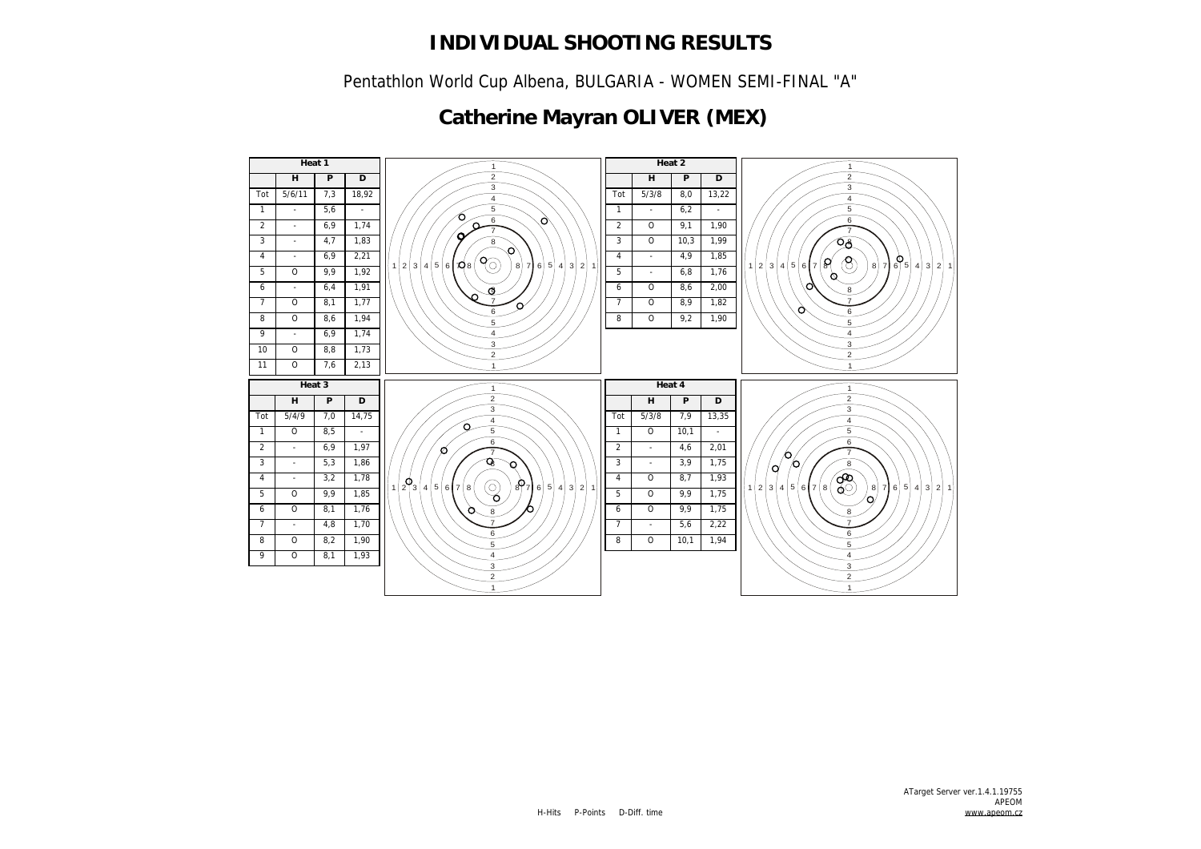# INDIVIDUAL SHOOTING RESULTS

Pentathlon World Cup Albena, BULGARIA - WOMEN SEMI-FINAL "A"

## Catherine Mayran OLIVER (MEX)

**Heat 1**

| | H | P | D |
|---|---|---|---|
| Tot | 5/6/11 | 7,3 | 18,92 |
| 1 | - | 5,6 | - |
| 2 | - | 6,9 | 1,74 |
| 3 | - | 4,7 | 1,83 |
| 4 | - | 6,9 | 2,21 |
| 5 | O | 9,9 | 1,92 |
| 6 | - | 6,4 | 1,91 |
| 7 | O | 8,1 | 1,77 |
| 8 | O | 8,6 | 1,94 |
| 9 | - | 6,9 | 1,74 |
| 10 | O | 8,8 | 1,73 |
| 11 | O | 7,6 | 2,13 |

**Heat 2**

| | H | P | D |
|---|---|---|---|
| Tot | 5/3/8 | 8,0 | 13,22 |
| 1 | - | 6,2 | - |
| 2 | O | 9,1 | 1,90 |
| 3 | O | 10,3 | 1,99 |
| 4 | - | 4,9 | 1,85 |
| 5 | - | 6,8 | 1,76 |
| 6 | O | 8,6 | 2,00 |
| 7 | O | 8,9 | 1,82 |
| 8 | O | 9,2 | 1,90 |

**Heat 3**

| | H | P | D |
|---|---|---|---|
| Tot | 5/4/9 | 7,0 | 14,75 |
| 1 | O | 8,5 | - |
| 2 | - | 6,9 | 1,97 |
| 3 | - | 5,3 | 1,86 |
| 4 | - | 3,2 | 1,78 |
| 5 | O | 9,9 | 1,85 |
| 6 | O | 8,1 | 1,76 |
| 7 | - | 4,8 | 1,70 |
| 8 | O | 8,2 | 1,90 |
| 9 | O | 8,1 | 1,93 |

**Heat 4**

| | H | P | D |
|---|---|---|---|
| Tot | 5/3/8 | 7,9 | 13,35 |
| 1 | O | 10,1 | - |
| 2 | - | 4,6 | 2,01 |
| 3 | - | 3,9 | 1,75 |
| 4 | O | 8,7 | 1,93 |
| 5 | O | 9,9 | 1,75 |
| 6 | O | 9,9 | 1,75 |
| 7 | - | 5,6 | 2,22 |
| 8 | O | 10,1 | 1,94 |

H-Hits P-Points D-Diff. time

ATarget Server ver.1.4.1.19755
APEOM
www.apeom.cz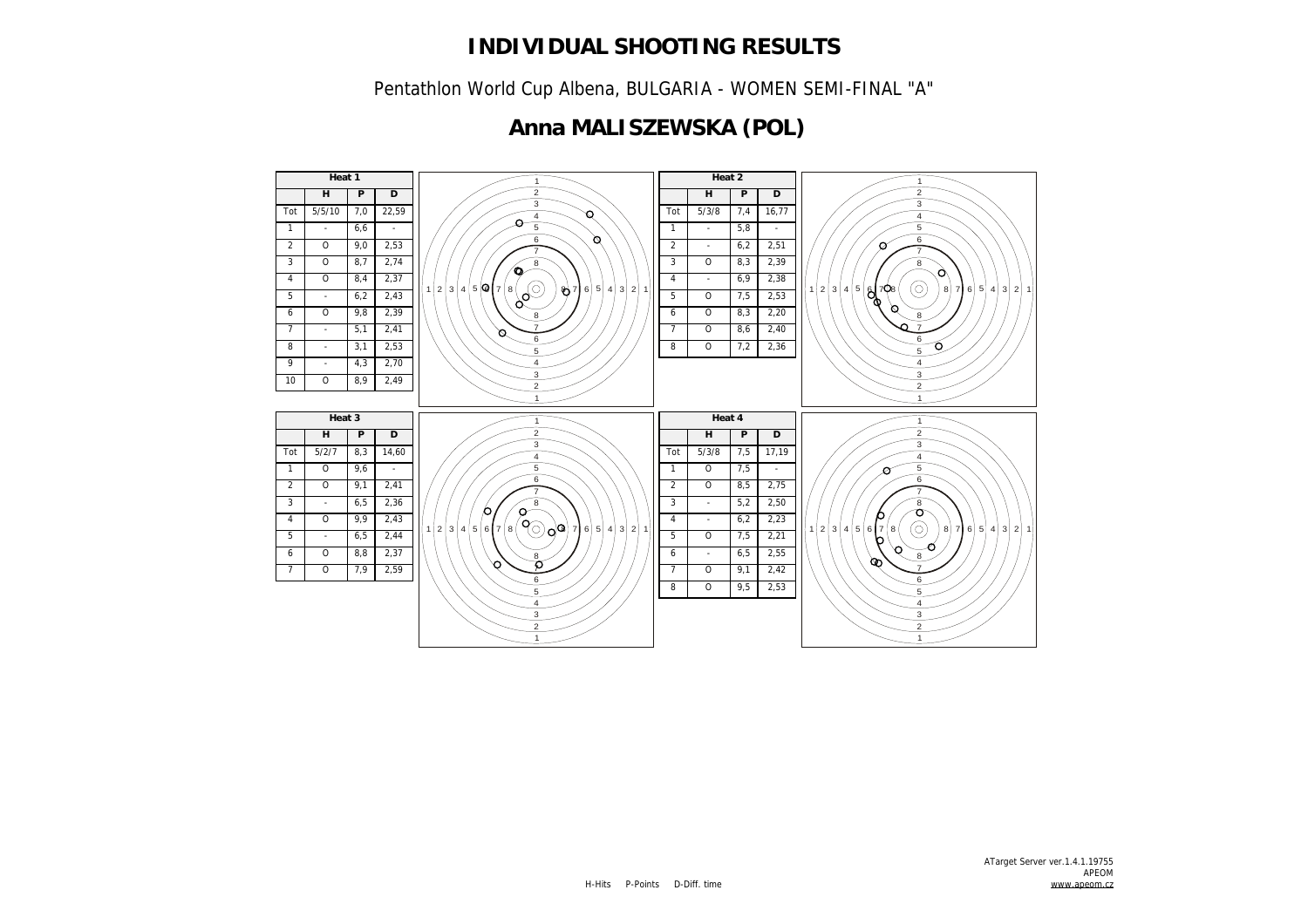# INDIVIDUAL SHOOTING RESULTS

Pentathlon World Cup Albena, BULGARIA - WOMEN SEMI-FINAL "A"

## Anna MALISZEWSKA (POL)

**Heat 1**

| | H | P | D |
|---|---|---|---|
| Tot | 5/5/10 | 7,0 | 22,59 |
| 1 | - | 6,6 | - |
| 2 | O | 9,0 | 2,53 |
| 3 | O | 8,7 | 2,74 |
| 4 | O | 8,4 | 2,37 |
| 5 | - | 6,2 | 2,43 |
| 6 | O | 9,8 | 2,39 |
| 7 | - | 5,1 | 2,41 |
| 8 | - | 3,1 | 2,53 |
| 9 | - | 4,3 | 2,70 |
| 10 | O | 8,9 | 2,49 |

**Heat 2**

| | H | P | D |
|---|---|---|---|
| Tot | 5/3/8 | 7,4 | 16,77 |
| 1 | - | 5,8 | - |
| 2 | - | 6,2 | 2,51 |
| 3 | O | 8,3 | 2,39 |
| 4 | - | 6,9 | 2,38 |
| 5 | O | 7,5 | 2,53 |
| 6 | O | 8,3 | 2,20 |
| 7 | O | 8,6 | 2,40 |
| 8 | O | 7,2 | 2,36 |

**Heat 3**

| | H | P | D |
|---|---|---|---|
| Tot | 5/2/7 | 8,3 | 14,60 |
| 1 | O | 9,6 | - |
| 2 | O | 9,1 | 2,41 |
| 3 | - | 6,5 | 2,36 |
| 4 | O | 9,9 | 2,43 |
| 5 | - | 6,5 | 2,44 |
| 6 | O | 8,8 | 2,37 |
| 7 | O | 7,9 | 2,59 |

**Heat 4**

| | H | P | D |
|---|---|---|---|
| Tot | 5/3/8 | 7,5 | 17,19 |
| 1 | O | 7,5 | - |
| 2 | O | 8,5 | 2,75 |
| 3 | - | 5,2 | 2,50 |
| 4 | - | 6,2 | 2,23 |
| 5 | O | 7,5 | 2,21 |
| 6 | - | 6,5 | 2,55 |
| 7 | O | 9,1 | 2,42 |
| 8 | O | 9,5 | 2,53 |

H-Hits P-Points D-Diff. time

ATarget Server ver.1.4.1.19755
APEOM
www.apeom.cz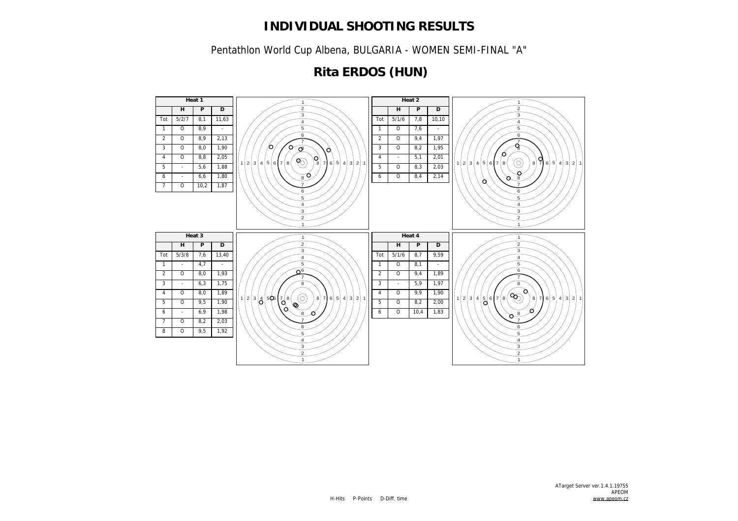# INDIVIDUAL SHOOTING RESULTS

Pentathlon World Cup Albena, BULGARIA - WOMEN SEMI-FINAL "A"

## Rita ERDOS (HUN)

**Heat 1**

| | H | P | D |
|---|---|---|---|
| Tot | 5/2/7 | 8,1 | 11,63 |
| 1 | O | 8,9 | - |
| 2 | O | 8,9 | 2,13 |
| 3 | O | 8,0 | 1,90 |
| 4 | O | 8,8 | 2,05 |
| 5 | - | 5,6 | 1,88 |
| 6 | - | 6,6 | 1,80 |
| 7 | O | 10,2 | 1,87 |

**Heat 2**

| | H | P | D |
|---|---|---|---|
| Tot | 5/1/6 | 7,8 | 10,10 |
| 1 | O | 7,6 | - |
| 2 | O | 9,4 | 1,97 |
| 3 | O | 8,2 | 1,95 |
| 4 | - | 5,1 | 2,01 |
| 5 | O | 8,3 | 2,03 |
| 6 | O | 8,4 | 2,14 |

**Heat 3**

| | H | P | D |
|---|---|---|---|
| Tot | 5/3/8 | 7,6 | 13,40 |
| 1 | - | 4,7 | - |
| 2 | O | 8,0 | 1,93 |
| 3 | - | 6,3 | 1,75 |
| 4 | O | 8,0 | 1,89 |
| 5 | O | 9,5 | 1,90 |
| 6 | - | 6,9 | 1,98 |
| 7 | O | 8,2 | 2,03 |
| 8 | O | 9,5 | 1,92 |

**Heat 4**

| | H | P | D |
|---|---|---|---|
| Tot | 5/1/6 | 8,7 | 9,59 |
| 1 | O | 8,1 | - |
| 2 | O | 9,4 | 1,89 |
| 3 | - | 5,9 | 1,97 |
| 4 | O | 9,9 | 1,90 |
| 5 | O | 8,2 | 2,00 |
| 6 | O | 10,4 | 1,83 |

H-Hits P-Points D-Diff. time

ATarget Server ver.1.4.1.19755
APEOM
www.apeom.cz